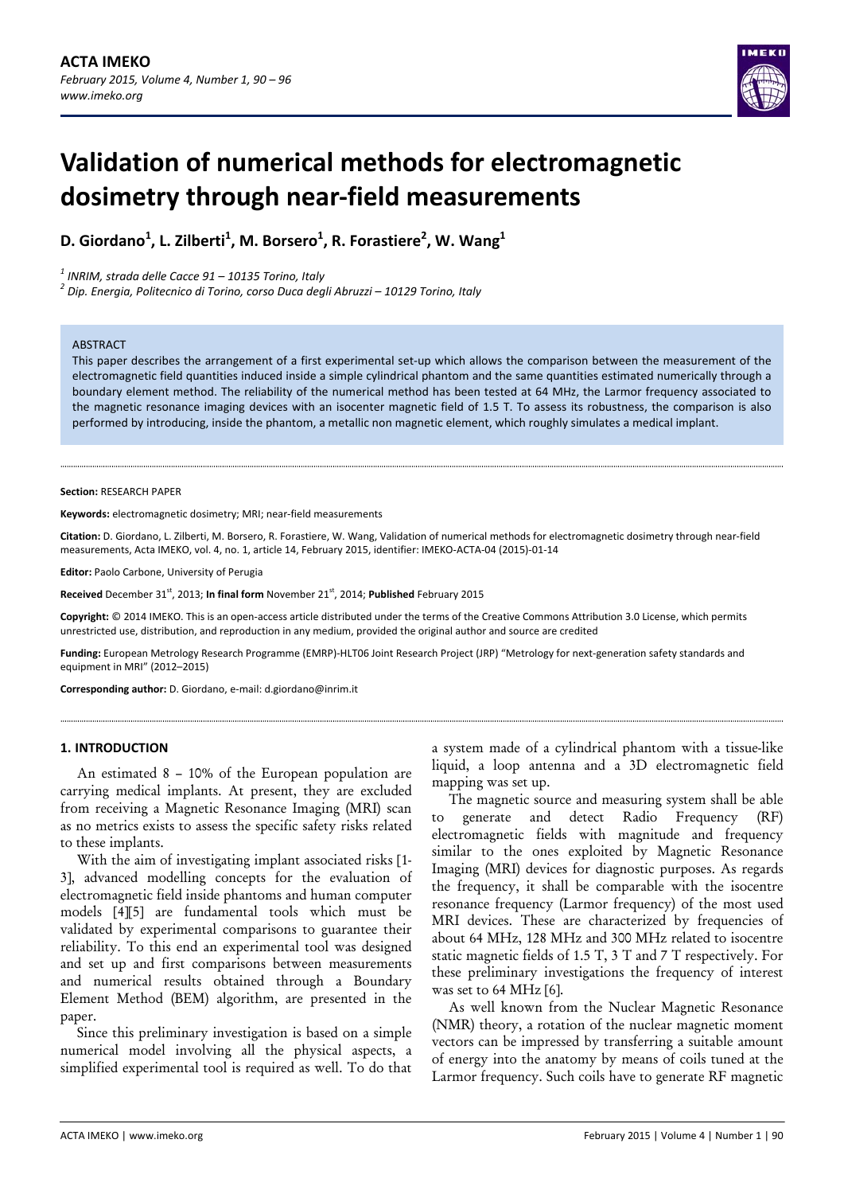# Validation of numerical methods for electromagnetic dosimetry through near-field measurements

**D. Giordano[1], L. Zilberti[1], M. Borsero[1], R. Forastiere[2], W. Wang[1]**

*[1] INRIM, strada delle Cacce 91 – 10135 Torino, Italy*
*[2] Dip. Energia, Politecnico di Torino, corso Duca degli Abruzzi – 10129 Torino, Italy*

ABSTRACT

This paper describes the arrangement of a first experimental set-up which allows the comparison between the measurement of the electromagnetic field quantities induced inside a simple cylindrical phantom and the same quantities estimated numerically through a boundary element method. The reliability of the numerical method has been tested at 64 MHz, the Larmor frequency associated to the magnetic resonance imaging devices with an isocenter magnetic field of 1.5 T. To assess its robustness, the comparison is also performed by introducing, inside the phantom, a metallic non magnetic element, which roughly simulates a medical implant.

**Section:** RESEARCH PAPER

**Keywords:** electromagnetic dosimetry; MRI; near-field measurements

**Citation:** D. Giordano, L. Zilberti, M. Borsero, R. Forastiere, W. Wang, Validation of numerical methods for electromagnetic dosimetry through near-field measurements, Acta IMEKO, vol. 4, no. 1, article 14, February 2015, identifier: IMEKO-ACTA-04 (2015)-01-14

**Editor:** Paolo Carbone, University of Perugia

**Received** December 31st, 2013; **In final form** November 21st, 2014; **Published** February 2015

**Copyright:** © 2014 IMEKO. This is an open-access article distributed under the terms of the Creative Commons Attribution 3.0 License, which permits unrestricted use, distribution, and reproduction in any medium, provided the original author and source are credited

**Funding:** European Metrology Research Programme (EMRP)-HLT06 Joint Research Project (JRP) "Metrology for next-generation safety standards and equipment in MRI" (2012–2015)

**Corresponding author:** D. Giordano, e-mail: d.giordano@inrim.it

## 1. INTRODUCTION

An estimated 8 – 10% of the European population are carrying medical implants. At present, they are excluded from receiving a Magnetic Resonance Imaging (MRI) scan as no metrics exists to assess the specific safety risks related to these implants.

With the aim of investigating implant associated risks [1-3], advanced modelling concepts for the evaluation of electromagnetic field inside phantoms and human computer models [4][5] are fundamental tools which must be validated by experimental comparisons to guarantee their reliability. To this end an experimental tool was designed and set up and first comparisons between measurements and numerical results obtained through a Boundary Element Method (BEM) algorithm, are presented in the paper.

Since this preliminary investigation is based on a simple numerical model involving all the physical aspects, a simplified experimental tool is required as well. To do that a system made of a cylindrical phantom with a tissue-like liquid, a loop antenna and a 3D electromagnetic field mapping was set up.

The magnetic source and measuring system shall be able to generate and detect Radio Frequency (RF) electromagnetic fields with magnitude and frequency similar to the ones exploited by Magnetic Resonance Imaging (MRI) devices for diagnostic purposes. As regards the frequency, it shall be comparable with the isocentre resonance frequency (Larmor frequency) of the most used MRI devices. These are characterized by frequencies of about 64 MHz, 128 MHz and 300 MHz related to isocentre static magnetic fields of 1.5 T, 3 T and 7 T respectively. For these preliminary investigations the frequency of interest was set to 64 MHz [6].

As well known from the Nuclear Magnetic Resonance (NMR) theory, a rotation of the nuclear magnetic moment vectors can be impressed by transferring a suitable amount of energy into the anatomy by means of coils tuned at the Larmor frequency. Such coils have to generate RF magnetic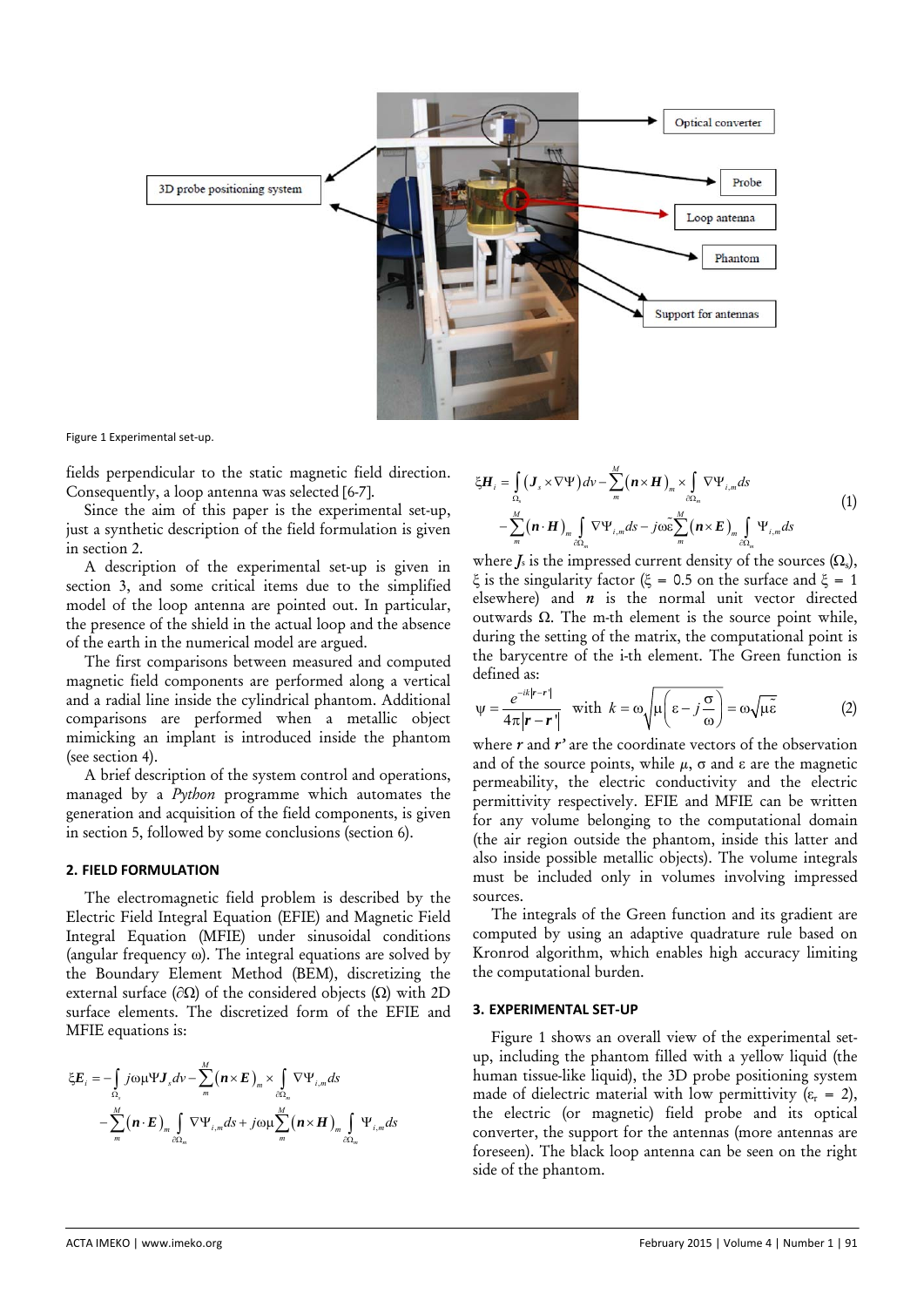Figure 1 Experimental set-up.

fields perpendicular to the static magnetic field direction. Consequently, a loop antenna was selected [6-7].

Since the aim of this paper is the experimental set-up, just a synthetic description of the field formulation is given in section 2.

A description of the experimental set-up is given in section 3, and some critical items due to the simplified model of the loop antenna are pointed out. In particular, the presence of the shield in the actual loop and the absence of the earth in the numerical model are argued.

The first comparisons between measured and computed magnetic field components are performed along a vertical and a radial line inside the cylindrical phantom. Additional comparisons are performed when a metallic object mimicking an implant is introduced inside the phantom (see section 4).

A brief description of the system control and operations, managed by a *Python* programme which automates the generation and acquisition of the field components, is given in section 5, followed by some conclusions (section 6).

## 2. FIELD FORMULATION

The electromagnetic field problem is described by the Electric Field Integral Equation (EFIE) and Magnetic Field Integral Equation (MFIE) under sinusoidal conditions (angular frequency ω). The integral equations are solved by the Boundary Element Method (BEM), discretizing the external surface ($\partial\Omega$) of the considered objects ($\Omega$) with 2D surface elements. The discretized form of the EFIE and MFIE equations is:

$$\xi \boldsymbol{E}_i = -\int_{\Omega_s} j\omega\mu\Psi \boldsymbol{J}_s dv - \sum_m^M (\boldsymbol{n}\times\boldsymbol{E})_m \times \int_{\partial\Omega_m} \nabla\Psi_{i,m} ds - \sum_m^M (\boldsymbol{n}\cdot\boldsymbol{E})_m \int_{\partial\Omega_m} \nabla\Psi_{i,m} ds + j\omega\mu \sum_m^M (\boldsymbol{n}\times\boldsymbol{H})_m \int_{\partial\Omega_m} \Psi_{i,m} ds$$

$$\xi \boldsymbol{H}_i = \int_{\Omega_s} (\boldsymbol{J}_s \times \nabla\Psi) dv - \sum_m^M (\boldsymbol{n}\times\boldsymbol{H})_m \times \int_{\partial\Omega_m} \nabla\Psi_{i,m} ds - \sum_m^M (\boldsymbol{n}\cdot\boldsymbol{H})_m \int_{\partial\Omega_m} \nabla\Psi_{i,m} ds - j\omega\tilde{\varepsilon} \sum_m^M (\boldsymbol{n}\times\boldsymbol{E})_m \int_{\partial\Omega_m} \Psi_{i,m} ds \tag{1}$$

where $\boldsymbol{J}_s$ is the impressed current density of the sources ($\Omega_s$), $\xi$ is the singularity factor ($\xi$ = 0.5 on the surface and $\xi$ = 1 elsewhere) and $\boldsymbol{n}$ is the normal unit vector directed outwards $\Omega$. The m-th element is the source point while, during the setting of the matrix, the computational point is the barycentre of the i-th element. The Green function is defined as:

$$\psi = \frac{e^{-ik|\boldsymbol{r}-\boldsymbol{r}'|}}{4\pi|\boldsymbol{r}-\boldsymbol{r}'|} \quad \text{with } k = \omega\sqrt{\mu\left(\varepsilon - j\frac{\sigma}{\omega}\right)} = \omega\sqrt{\mu\tilde{\varepsilon}} \tag{2}$$

where $\boldsymbol{r}$ and $\boldsymbol{r}'$ are the coordinate vectors of the observation and of the source points, while $\mu$, $\sigma$ and $\varepsilon$ are the magnetic permeability, the electric conductivity and the electric permittivity respectively. EFIE and MFIE can be written for any volume belonging to the computational domain (the air region outside the phantom, inside this latter and also inside possible metallic objects). The volume integrals must be included only in volumes involving impressed sources.

The integrals of the Green function and its gradient are computed by using an adaptive quadrature rule based on Kronrod algorithm, which enables high accuracy limiting the computational burden.

## 3. EXPERIMENTAL SET-UP

Figure 1 shows an overall view of the experimental set-up, including the phantom filled with a yellow liquid (the human tissue-like liquid), the 3D probe positioning system made of dielectric material with low permittivity ($\varepsilon_r$ = 2), the electric (or magnetic) field probe and its optical converter, the support for the antennas (more antennas are foreseen). The black loop antenna can be seen on the right side of the phantom.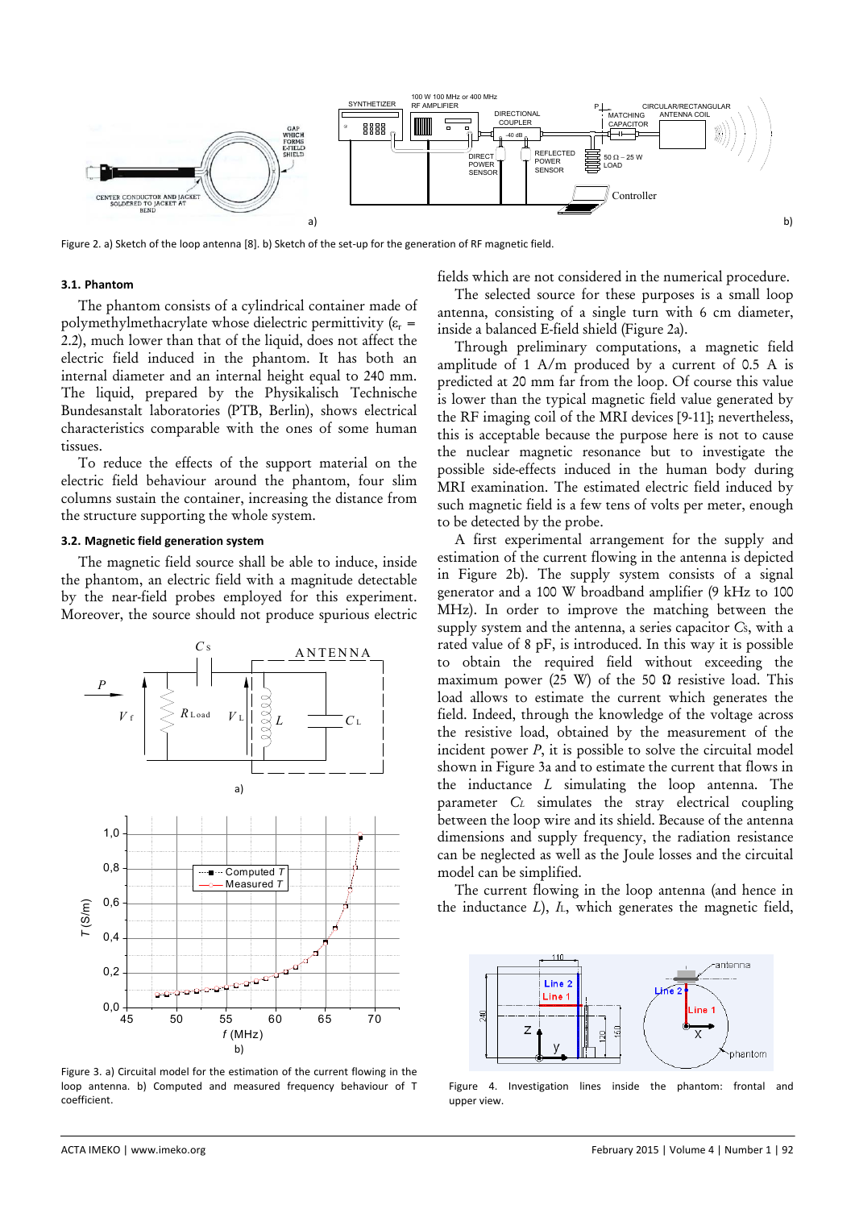Figure 2. a) Sketch of the loop antenna [8]. b) Sketch of the set-up for the generation of RF magnetic field.

### 3.1. Phantom

The phantom consists of a cylindrical container made of polymethylmethacrylate whose dielectric permittivity ($\varepsilon_r$ = 2.2), much lower than that of the liquid, does not affect the electric field induced in the phantom. It has both an internal diameter and an internal height equal to 240 mm. The liquid, prepared by the Physikalisch Technische Bundesanstalt laboratories (PTB, Berlin), shows electrical characteristics comparable with the ones of some human tissues.

To reduce the effects of the support material on the electric field behaviour around the phantom, four slim columns sustain the container, increasing the distance from the structure supporting the whole system.

### 3.2. Magnetic field generation system

The magnetic field source shall be able to induce, inside the phantom, an electric field with a magnitude detectable by the near-field probes employed for this experiment. Moreover, the source should not produce spurious electric fields which are not considered in the numerical procedure.

The selected source for these purposes is a small loop antenna, consisting of a single turn with 6 cm diameter, inside a balanced E-field shield (Figure 2a).

Through preliminary computations, a magnetic field amplitude of 1 A/m produced by a current of 0.5 A is predicted at 20 mm far from the loop. Of course this value is lower than the typical magnetic field value generated by the RF imaging coil of the MRI devices [9-11]; nevertheless, this is acceptable because the purpose here is not to cause the nuclear magnetic resonance but to investigate the possible side-effects induced in the human body during MRI examination. The estimated electric field induced by such magnetic field is a few tens of volts per meter, enough to be detected by the probe.

A first experimental arrangement for the supply and estimation of the current flowing in the antenna is depicted in Figure 2b). The supply system consists of a signal generator and a 100 W broadband amplifier (9 kHz to 100 MHz). In order to improve the matching between the supply system and the antenna, a series capacitor $C_S$, with a rated value of 8 pF, is introduced. In this way it is possible to obtain the required field without exceeding the maximum power (25 W) of the 50 Ω resistive load. This load allows to estimate the current which generates the field. Indeed, through the knowledge of the voltage across the resistive load, obtained by the measurement of the incident power $P$, it is possible to solve the circuital model shown in Figure 3a and to estimate the current that flows in the inductance $L$ simulating the loop antenna. The parameter $C_L$ simulates the stray electrical coupling between the loop wire and its shield. Because of the antenna dimensions and supply frequency, the radiation resistance can be neglected as well as the Joule losses and the circuital model can be simplified.

The current flowing in the loop antenna (and hence in the inductance $L$), $I_L$, which generates the magnetic field,

Figure 3. a) Circuital model for the estimation of the current flowing in the loop antenna. b) Computed and measured frequency behaviour of T coefficient.

Figure 4. Investigation lines inside the phantom: frontal and upper view.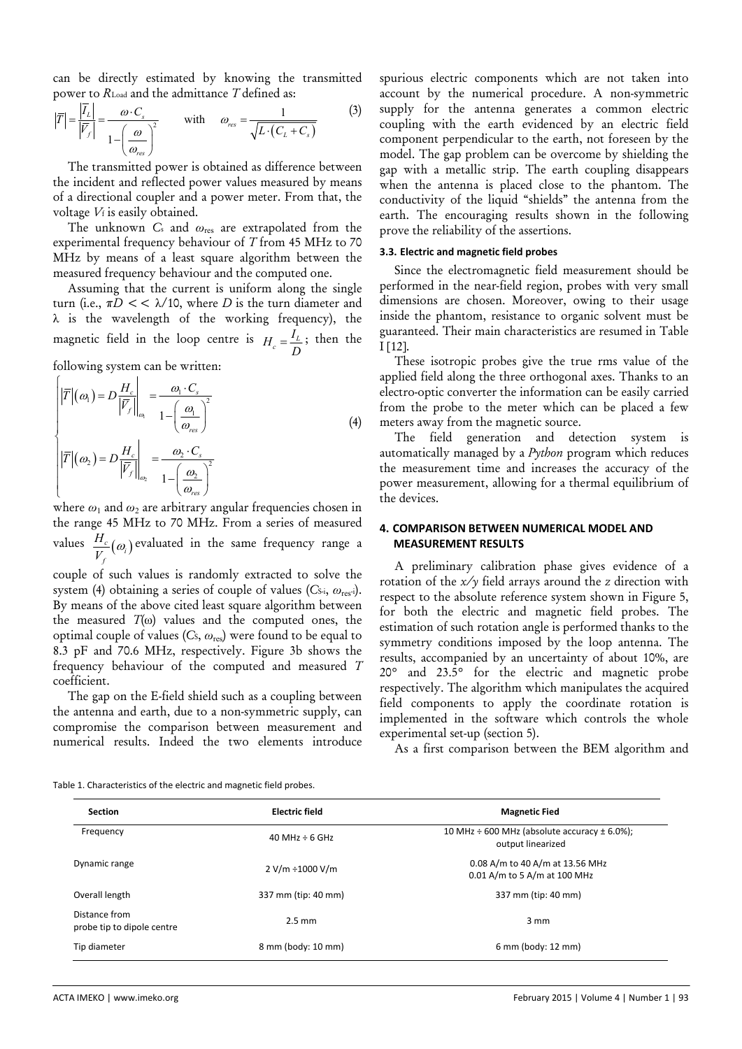can be directly estimated by knowing the transmitted power to $R_{Load}$ and the admittance $T$ defined as:

$$\left|\overline{T}\right| = \frac{\left|\overline{I}_L\right|}{\left|\overline{V}_f\right|} = \frac{\omega \cdot C_s}{1-\left(\frac{\omega}{\omega_{res}}\right)^2} \qquad \text{with} \qquad \omega_{res} = \frac{1}{\sqrt{L\cdot\left(C_L + C_s\right)}} \tag{3}$$

The transmitted power is obtained as difference between the incident and reflected power values measured by means of a directional coupler and a power meter. From that, the voltage $V_f$ is easily obtained.

The unknown $C_s$ and $\omega_{res}$ are extrapolated from the experimental frequency behaviour of $T$ from 45 MHz to 70 MHz by means of a least square algorithm between the measured frequency behaviour and the computed one.

Assuming that the current is uniform along the single turn (i.e., $\pi D << \lambda/10$, where $D$ is the turn diameter and $\lambda$ is the wavelength of the working frequency), the magnetic field in the loop centre is $H_c = \frac{I_L}{D}$; then the following system can be written:

$$\begin{cases} \left|\overline{T}\right|(\omega_1) = D\left.\frac{H_c}{\left|\overline{V}_f\right|}\right|_{\omega_1} = \frac{\omega_1 \cdot C_s}{1-\left(\frac{\omega_1}{\omega_{res}}\right)^2} \\ \left|\overline{T}\right|(\omega_2) = D\left.\frac{H_c}{\left|\overline{V}_f\right|}\right|_{\omega_2} = \frac{\omega_2 \cdot C_s}{1-\left(\frac{\omega_2}{\omega_{res}}\right)^2} \end{cases} \tag{4}$$

where $\omega_1$ and $\omega_2$ are arbitrary angular frequencies chosen in the range 45 MHz to 70 MHz. From a series of measured values $\frac{H_c}{V_f}(\omega_i)$ evaluated in the same frequency range a couple of such values is randomly extracted to solve the system (4) obtaining a series of couple of values ($C_{S\text{-}i}$, $\omega_{res\text{-}i}$). By means of the above cited least square algorithm between the measured $T(\omega)$ values and the computed ones, the optimal couple of values ($C_S$, $\omega_{res}$) were found to be equal to 8.3 pF and 70.6 MHz, respectively. Figure 3b shows the frequency behaviour of the computed and measured $T$ coefficient.

The gap on the E-field shield such as a coupling between the antenna and earth, due to a non-symmetric supply, can compromise the comparison between measurement and numerical results. Indeed the two elements introduce spurious electric components which are not taken into account by the numerical procedure. A non-symmetric supply for the antenna generates a common electric coupling with the earth evidenced by an electric field component perpendicular to the earth, not foreseen by the model. The gap problem can be overcome by shielding the gap with a metallic strip. The earth coupling disappears when the antenna is placed close to the phantom. The conductivity of the liquid "shields" the antenna from the earth. The encouraging results shown in the following prove the reliability of the assertions.

### 3.3. Electric and magnetic field probes

Since the electromagnetic field measurement should be performed in the near-field region, probes with very small dimensions are chosen. Moreover, owing to their usage inside the phantom, resistance to organic solvent must be guaranteed. Their main characteristics are resumed in Table I [12].

These isotropic probes give the true rms value of the applied field along the three orthogonal axes. Thanks to an electro-optic converter the information can be easily carried from the probe to the meter which can be placed a few meters away from the magnetic source.

The field generation and detection system is automatically managed by a *Python* program which reduces the measurement time and increases the accuracy of the power measurement, allowing for a thermal equilibrium of the devices.

## 4. COMPARISON BETWEEN NUMERICAL MODEL AND MEASUREMENT RESULTS

A preliminary calibration phase gives evidence of a rotation of the $x/y$ field arrays around the $z$ direction with respect to the absolute reference system shown in Figure 5, for both the electric and magnetic field probes. The estimation of such rotation angle is performed thanks to the symmetry conditions imposed by the loop antenna. The results, accompanied by an uncertainty of about 10%, are 20° and 23.5° for the electric and magnetic probe respectively. The algorithm which manipulates the acquired field components to apply the coordinate rotation is implemented in the software which controls the whole experimental set-up (section 5).

As a first comparison between the BEM algorithm and

Table 1. Characteristics of the electric and magnetic field probes.

| Section | Electric field | Magnetic Fied |
|---|---|---|
| Frequency | 40 MHz ÷ 6 GHz | 10 MHz ÷ 600 MHz (absolute accuracy ± 6.0%); output linearized |
| Dynamic range | 2 V/m ÷1000 V/m | 0.08 A/m to 40 A/m at 13.56 MHz<br>0.01 A/m to 5 A/m at 100 MHz |
| Overall length | 337 mm (tip: 40 mm) | 337 mm (tip: 40 mm) |
| Distance from probe tip to dipole centre | 2.5 mm | 3 mm |
| Tip diameter | 8 mm (body: 10 mm) | 6 mm (body: 12 mm) |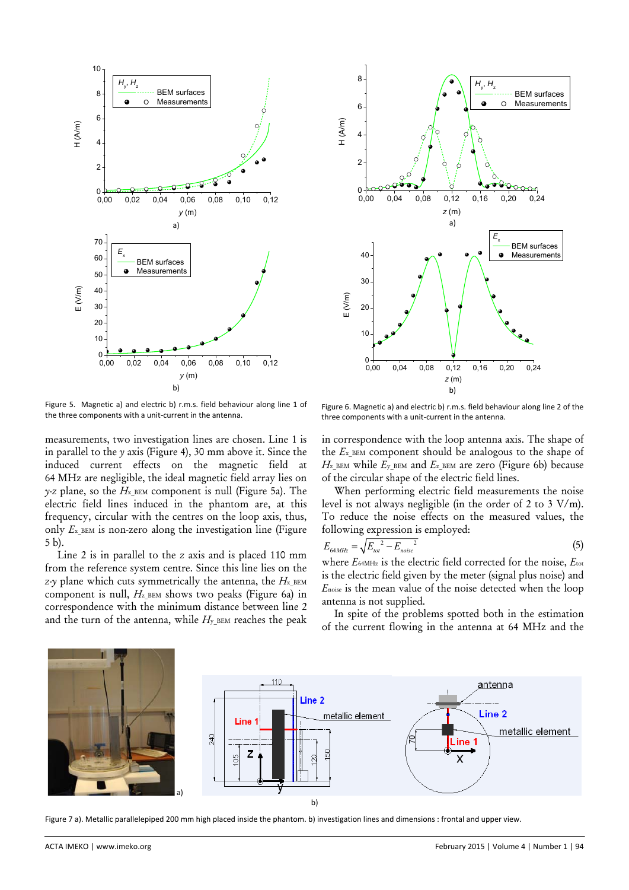Figure 5. Magnetic a) and electric b) r.m.s. field behaviour along line 1 of the three components with a unit-current in the antenna.

Figure 6. Magnetic a) and electric b) r.m.s. field behaviour along line 2 of the three components with a unit-current in the antenna.

measurements, two investigation lines are chosen. Line 1 is in parallel to the $y$ axis (Figure 4), 30 mm above it. Since the induced current effects on the magnetic field at 64 MHz are negligible, the ideal magnetic field array lies on $y$-$z$ plane, so the $H_{x\_BEM}$ component is null (Figure 5a). The electric field lines induced in the phantom are, at this frequency, circular with the centres on the loop axis, thus, only $E_{x\_BEM}$ is non-zero along the investigation line (Figure 5 b).

Line 2 is in parallel to the $z$ axis and is placed 110 mm from the reference system centre. Since this line lies on the $z$-$y$ plane which cuts symmetrically the antenna, the $H_{x\_BEM}$ component is null, $H_{z\_BEM}$ shows two peaks (Figure 6a) in correspondence with the minimum distance between line 2 and the turn of the antenna, while $H_{y\_BEM}$ reaches the peak in correspondence with the loop antenna axis. The shape of the $E_{x\_BEM}$ component should be analogous to the shape of $H_{z\_BEM}$ while $E_{y\_BEM}$ and $E_{z\_BEM}$ are zero (Figure 6b) because of the circular shape of the electric field lines.

When performing electric field measurements the noise level is not always negligible (in the order of 2 to 3 V/m). To reduce the noise effects on the measured values, the following expression is employed:

$$E_{64MHz} = \sqrt{E_{tot}^{\ 2} - E_{noise}^{\ 2}} \tag{5}$$

where $E_{64MHz}$ is the electric field corrected for the noise, $E_{tot}$ is the electric field given by the meter (signal plus noise) and $E_{noise}$ is the mean value of the noise detected when the loop antenna is not supplied.

In spite of the problems spotted both in the estimation of the current flowing in the antenna at 64 MHz and the

Figure 7 a). Metallic parallelepiped 200 mm high placed inside the phantom. b) investigation lines and dimensions : frontal and upper view.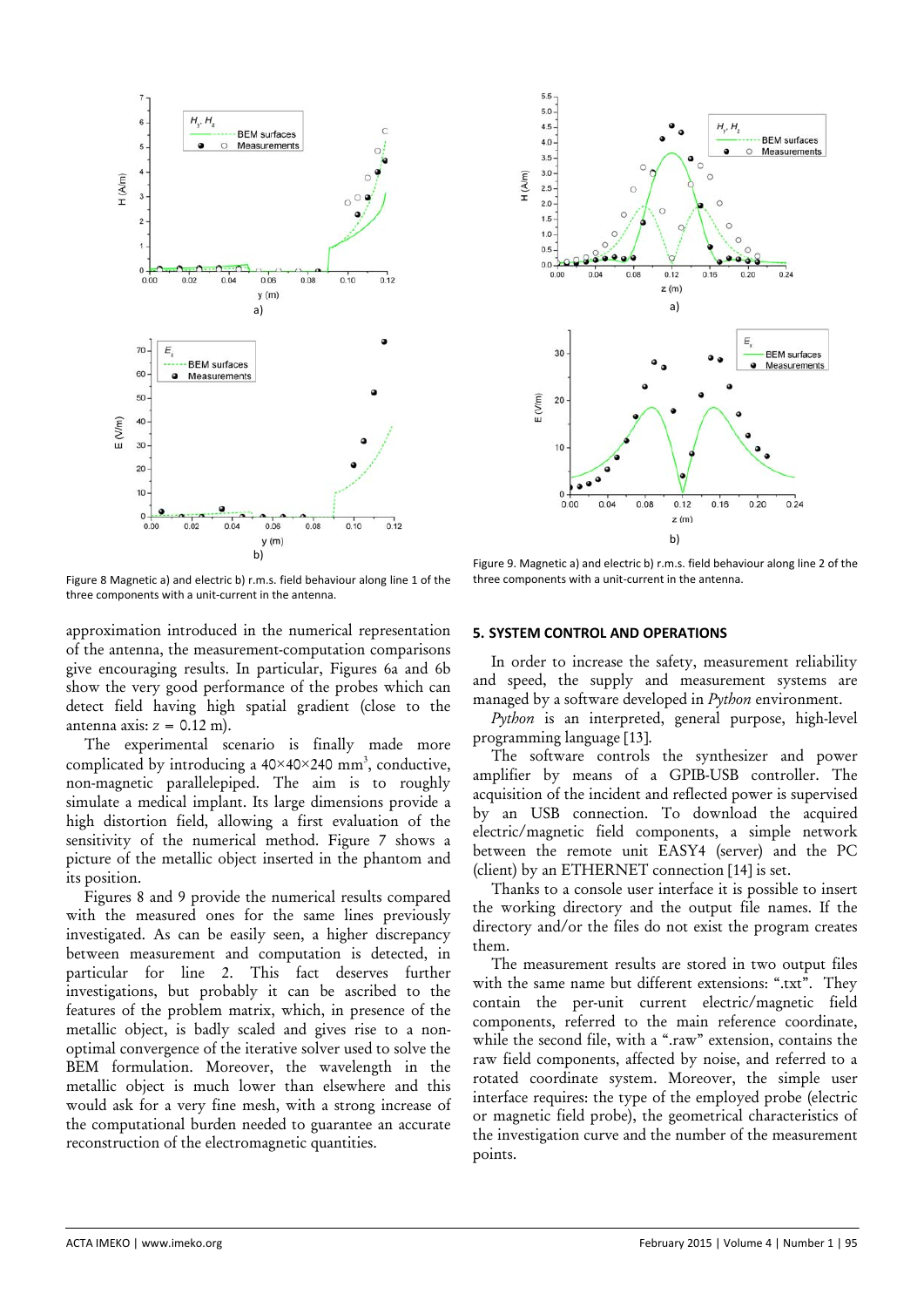Figure 8 Magnetic a) and electric b) r.m.s. field behaviour along line 1 of the three components with a unit-current in the antenna.

Figure 9. Magnetic a) and electric b) r.m.s. field behaviour along line 2 of the three components with a unit-current in the antenna.

approximation introduced in the numerical representation of the antenna, the measurement-computation comparisons give encouraging results. In particular, Figures 6a and 6b show the very good performance of the probes which can detect field having high spatial gradient (close to the antenna axis: $z = 0.12$ m).

The experimental scenario is finally made more complicated by introducing a 40×40×240 mm$^3$, conductive, non-magnetic parallelepiped. The aim is to roughly simulate a medical implant. Its large dimensions provide a high distortion field, allowing a first evaluation of the sensitivity of the numerical method. Figure 7 shows a picture of the metallic object inserted in the phantom and its position.

Figures 8 and 9 provide the numerical results compared with the measured ones for the same lines previously investigated. As can be easily seen, a higher discrepancy between measurement and computation is detected, in particular for line 2. This fact deserves further investigations, but probably it can be ascribed to the features of the problem matrix, which, in presence of the metallic object, is badly scaled and gives rise to a non-optimal convergence of the iterative solver used to solve the BEM formulation. Moreover, the wavelength in the metallic object is much lower than elsewhere and this would ask for a very fine mesh, with a strong increase of the computational burden needed to guarantee an accurate reconstruction of the electromagnetic quantities.

## 5. SYSTEM CONTROL AND OPERATIONS

In order to increase the safety, measurement reliability and speed, the supply and measurement systems are managed by a software developed in *Python* environment.

*Python* is an interpreted, general purpose, high-level programming language [13].

The software controls the synthesizer and power amplifier by means of a GPIB-USB controller. The acquisition of the incident and reflected power is supervised by an USB connection. To download the acquired electric/magnetic field components, a simple network between the remote unit EASY4 (server) and the PC (client) by an ETHERNET connection [14] is set.

Thanks to a console user interface it is possible to insert the working directory and the output file names. If the directory and/or the files do not exist the program creates them.

The measurement results are stored in two output files with the same name but different extensions: ".txt". They contain the per-unit current electric/magnetic field components, referred to the main reference coordinate, while the second file, with a ".raw" extension, contains the raw field components, affected by noise, and referred to a rotated coordinate system. Moreover, the simple user interface requires: the type of the employed probe (electric or magnetic field probe), the geometrical characteristics of the investigation curve and the number of the measurement points.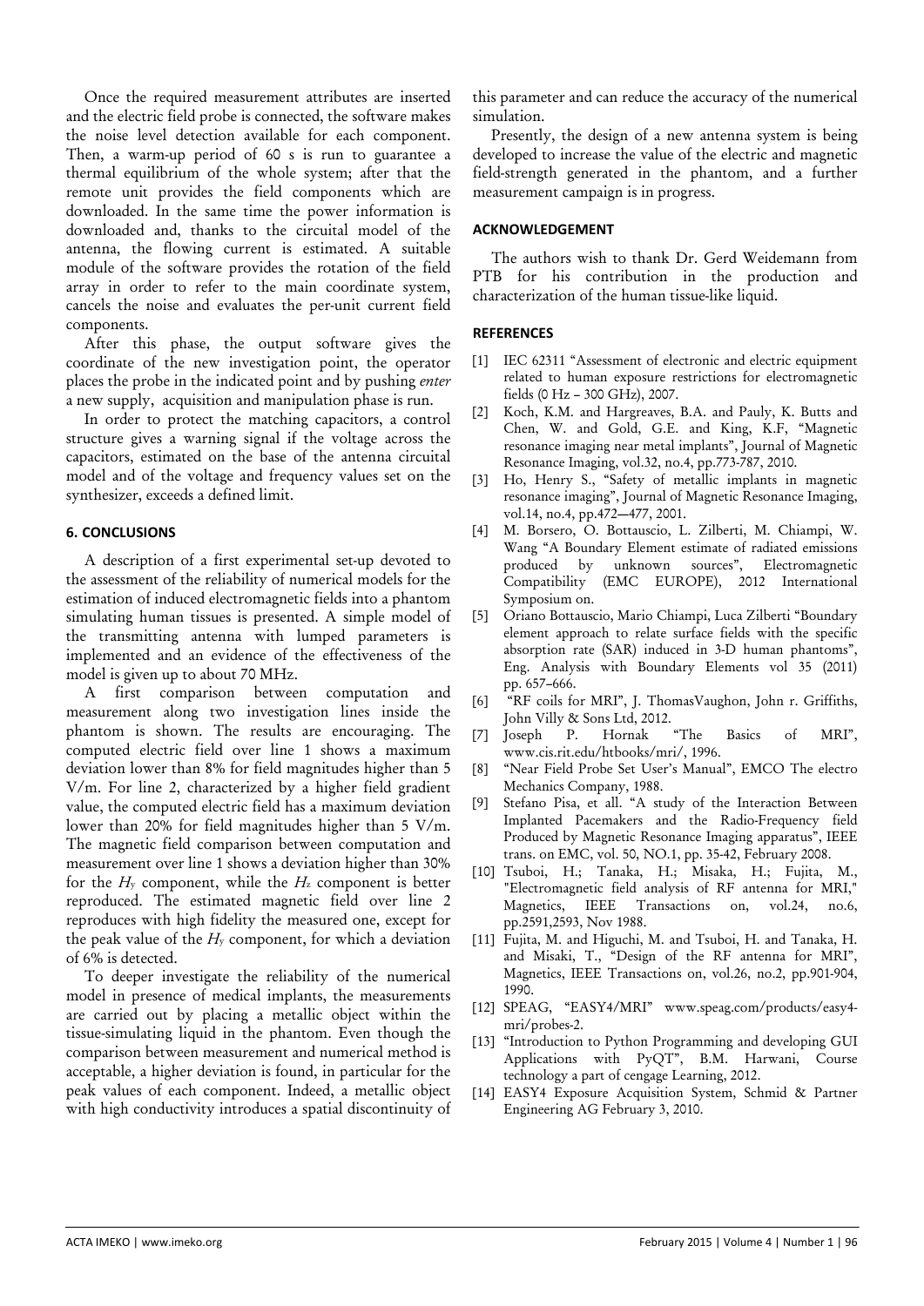Once the required measurement attributes are inserted and the electric field probe is connected, the software makes the noise level detection available for each component. Then, a warm-up period of 60 s is run to guarantee a thermal equilibrium of the whole system; after that the remote unit provides the field components which are downloaded. In the same time the power information is downloaded and, thanks to the circuital model of the antenna, the flowing current is estimated. A suitable module of the software provides the rotation of the field array in order to refer to the main coordinate system, cancels the noise and evaluates the per-unit current field components.

After this phase, the output software gives the coordinate of the new investigation point, the operator places the probe in the indicated point and by pushing *enter* a new supply, acquisition and manipulation phase is run.

In order to protect the matching capacitors, a control structure gives a warning signal if the voltage across the capacitors, estimated on the base of the antenna circuital model and of the voltage and frequency values set on the synthesizer, exceeds a defined limit.

## 6. CONCLUSIONS

A description of a first experimental set-up devoted to the assessment of the reliability of numerical models for the estimation of induced electromagnetic fields into a phantom simulating human tissues is presented. A simple model of the transmitting antenna with lumped parameters is implemented and an evidence of the effectiveness of the model is given up to about 70 MHz.

A first comparison between computation and measurement along two investigation lines inside the phantom is shown. The results are encouraging. The computed electric field over line 1 shows a maximum deviation lower than 8% for field magnitudes higher than 5 V/m. For line 2, characterized by a higher field gradient value, the computed electric field has a maximum deviation lower than 20% for field magnitudes higher than 5 V/m. The magnetic field comparison between computation and measurement over line 1 shows a deviation higher than 30% for the $H_y$ component, while the $H_z$ component is better reproduced. The estimated magnetic field over line 2 reproduces with high fidelity the measured one, except for the peak value of the $H_y$ component, for which a deviation of 6% is detected.

To deeper investigate the reliability of the numerical model in presence of medical implants, the measurements are carried out by placing a metallic object within the tissue-simulating liquid in the phantom. Even though the comparison between measurement and numerical method is acceptable, a higher deviation is found, in particular for the peak values of each component. Indeed, a metallic object with high conductivity introduces a spatial discontinuity of this parameter and can reduce the accuracy of the numerical simulation.

Presently, the design of a new antenna system is being developed to increase the value of the electric and magnetic field-strength generated in the phantom, and a further measurement campaign is in progress.

## ACKNOWLEDGEMENT

The authors wish to thank Dr. Gerd Weidemann from PTB for his contribution in the production and characterization of the human tissue-like liquid.

## REFERENCES

[1] IEC 62311 "Assessment of electronic and electric equipment related to human exposure restrictions for electromagnetic fields (0 Hz – 300 GHz), 2007.

[2] Koch, K.M. and Hargreaves, B.A. and Pauly, K. Butts and Chen, W. and Gold, G.E. and King, K.F, "Magnetic resonance imaging near metal implants", Journal of Magnetic Resonance Imaging, vol.32, no.4, pp.773-787, 2010.

[3] Ho, Henry S., "Safety of metallic implants in magnetic resonance imaging", Journal of Magnetic Resonance Imaging, vol.14, no.4, pp.472—477, 2001.

[4] M. Borsero, O. Bottauscio, L. Zilberti, M. Chiampi, W. Wang "A Boundary Element estimate of radiated emissions produced by unknown sources", Electromagnetic Compatibility (EMC EUROPE), 2012 International Symposium on.

[5] Oriano Bottauscio, Mario Chiampi, Luca Zilberti "Boundary element approach to relate surface fields with the specific absorption rate (SAR) induced in 3-D human phantoms", Eng. Analysis with Boundary Elements vol 35 (2011) pp. 657–666.

[6] "RF coils for MRI", J. ThomasVaughon, John r. Griffiths, John Villy & Sons Ltd, 2012.

[7] Joseph P. Hornak "The Basics of MRI", www.cis.rit.edu/htbooks/mri/, 1996.

[8] "Near Field Probe Set User's Manual", EMCO The electro Mechanics Company, 1988.

[9] Stefano Pisa, et all. "A study of the Interaction Between Implanted Pacemakers and the Radio-Frequency field Produced by Magnetic Resonance Imaging apparatus", IEEE trans. on EMC, vol. 50, NO.1, pp. 35-42, February 2008.

[10] Tsuboi, H.; Tanaka, H.; Misaka, H.; Fujita, M., "Electromagnetic field analysis of RF antenna for MRI," Magnetics, IEEE Transactions on, vol.24, no.6, pp.2591,2593, Nov 1988.

[11] Fujita, M. and Higuchi, M. and Tsuboi, H. and Tanaka, H. and Misaki, T., "Design of the RF antenna for MRI", Magnetics, IEEE Transactions on, vol.26, no.2, pp.901-904, 1990.

[12] SPEAG, "EASY4/MRI" www.speag.com/products/easy4-mri/probes-2.

[13] "Introduction to Python Programming and developing GUI Applications with PyQT", B.M. Harwani, Course technology a part of cengage Learning, 2012.

[14] EASY4 Exposure Acquisition System, Schmid & Partner Engineering AG February 3, 2010.